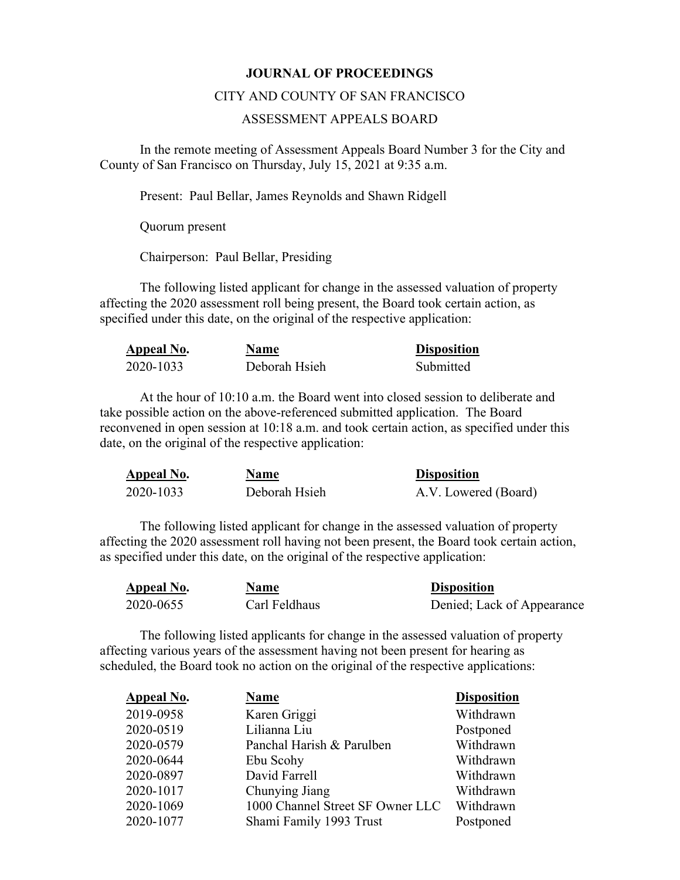**JOURNAL OF PROCEEDINGS**

CITY AND COUNTY OF SAN FRANCISCO

ASSESSMENT APPEALS BOARD

In the remote meeting of Assessment Appeals Board Number 3 for the City and County of San Francisco on Thursday, July 15, 2021 at 9:35 a.m.

Present: Paul Bellar, James Reynolds and Shawn Ridgell

Quorum present

Chairperson: Paul Bellar, Presiding

The following listed applicant for change in the assessed valuation of property affecting the 2020 assessment roll being present, the Board took certain action, as specified under this date, on the original of the respective application:

| Appeal No. | Name | Disposition |
|---|---|---|
| 2020-1033 | Deborah Hsieh | Submitted |

At the hour of 10:10 a.m. the Board went into closed session to deliberate and take possible action on the above-referenced submitted application. The Board reconvened in open session at 10:18 a.m. and took certain action, as specified under this date, on the original of the respective application:

| Appeal No. | Name | Disposition |
|---|---|---|
| 2020-1033 | Deborah Hsieh | A.V. Lowered (Board) |

The following listed applicant for change in the assessed valuation of property affecting the 2020 assessment roll having not been present, the Board took certain action, as specified under this date, on the original of the respective application:

| Appeal No. | Name | Disposition |
|---|---|---|
| 2020-0655 | Carl Feldhaus | Denied; Lack of Appearance |

The following listed applicants for change in the assessed valuation of property affecting various years of the assessment having not been present for hearing as scheduled, the Board took no action on the original of the respective applications:

| Appeal No. | Name | Disposition |
|---|---|---|
| 2019-0958 | Karen Griggi | Withdrawn |
| 2020-0519 | Lilianna Liu | Postponed |
| 2020-0579 | Panchal Harish & Parulben | Withdrawn |
| 2020-0644 | Ebu Scohy | Withdrawn |
| 2020-0897 | David Farrell | Withdrawn |
| 2020-1017 | Chunying Jiang | Withdrawn |
| 2020-1069 | 1000 Channel Street SF Owner LLC | Withdrawn |
| 2020-1077 | Shami Family 1993 Trust | Postponed |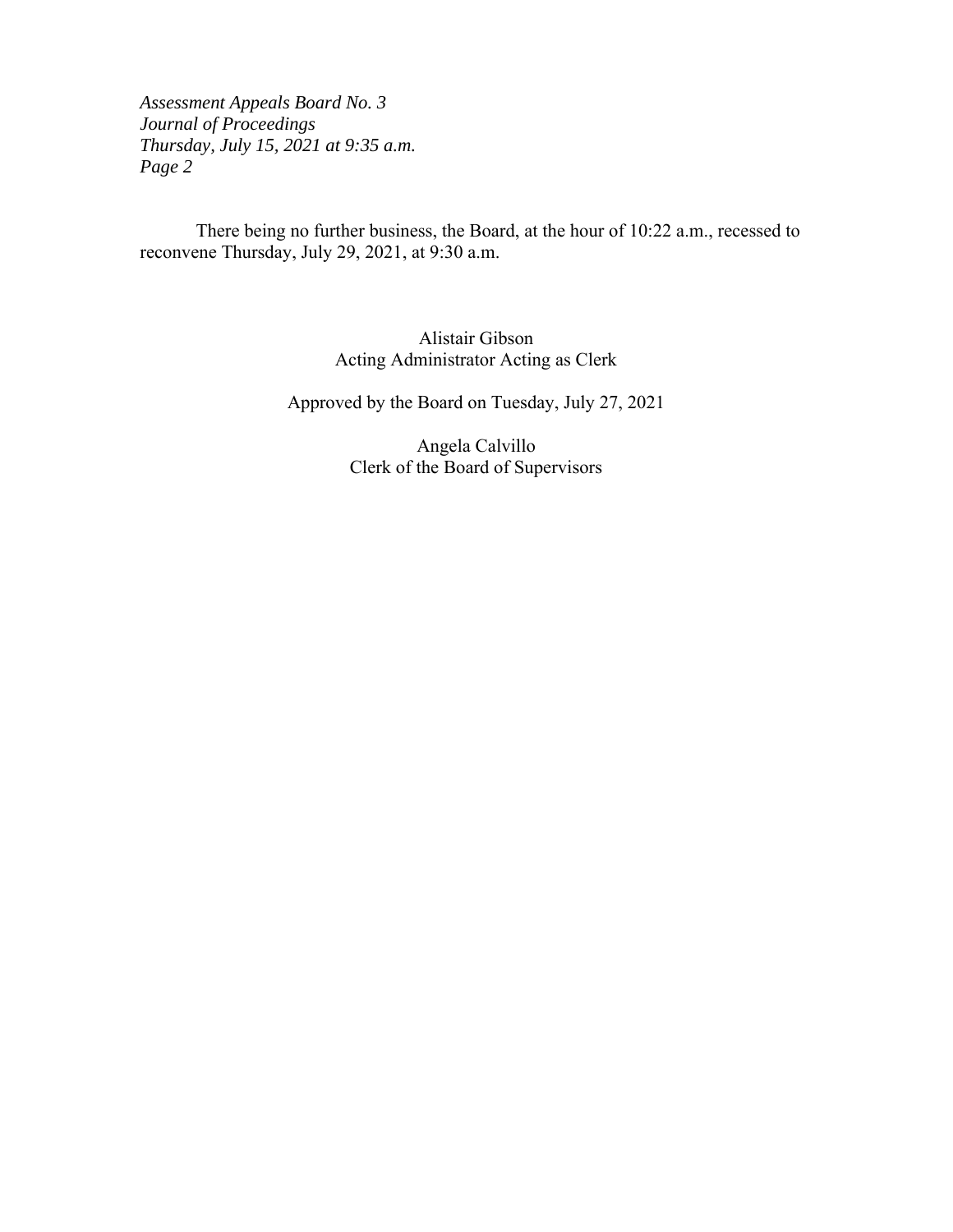There being no further business, the Board, at the hour of 10:22 a.m., recessed to reconvene Thursday, July 29, 2021, at 9:30 a.m.

Alistair Gibson
Acting Administrator Acting as Clerk

Approved by the Board on Tuesday, July 27, 2021

Angela Calvillo
Clerk of the Board of Supervisors